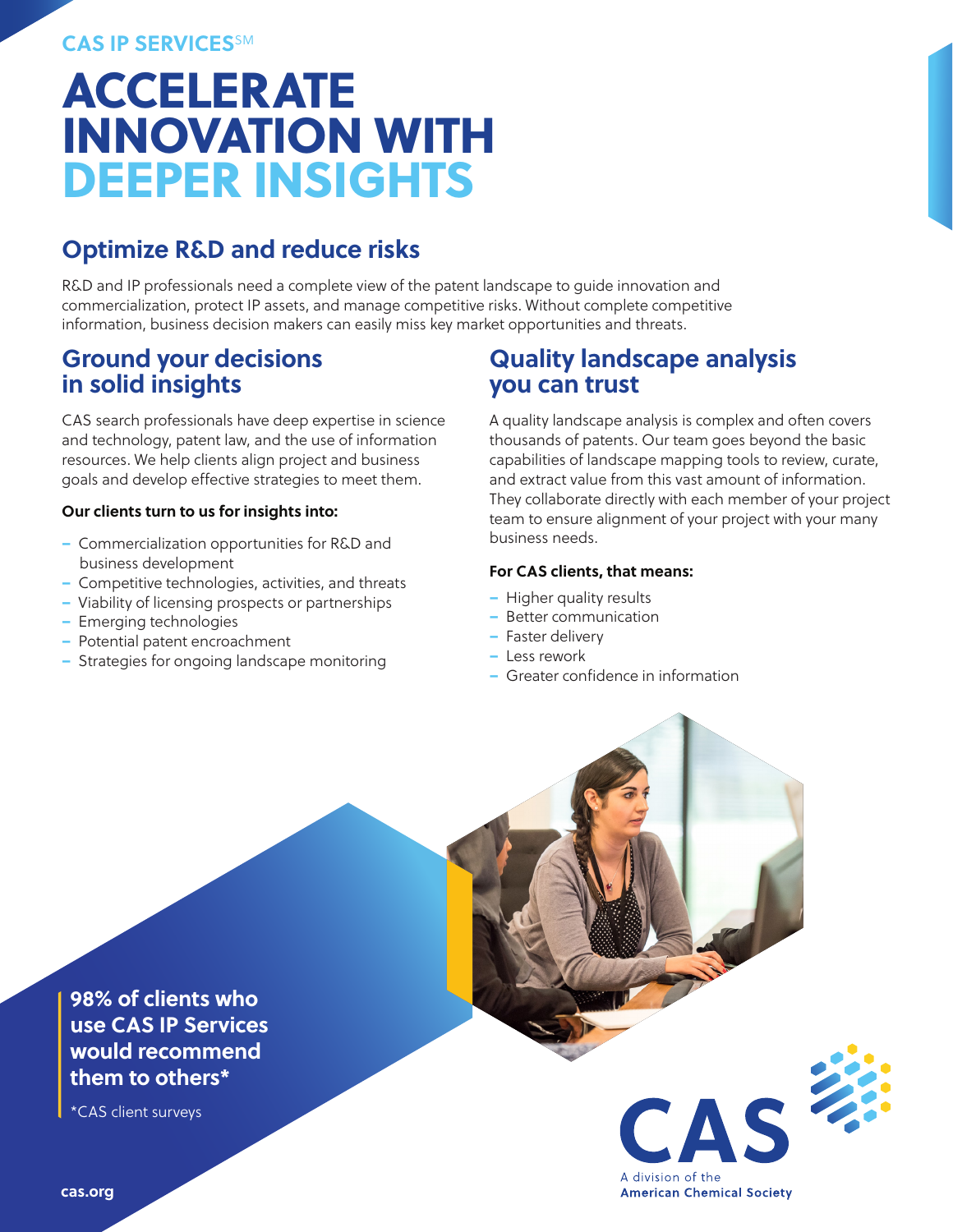CAS IP SERVICES℠

# ACCELERATE INNOVATION WITH DEEPER INSIGHTS

## Optimize R&D and reduce risks

R&D and IP professionals need a complete view of the patent landscape to guide innovation and commercialization, protect IP assets, and manage competitive risks. Without complete competitive information, business decision makers can easily miss key market opportunities and threats.

## Ground your decisions in solid insights

CAS search professionals have deep expertise in science and technology, patent law, and the use of information resources. We help clients align project and business goals and develop effective strategies to meet them.

**Our clients turn to us for insights into:**

- Commercialization opportunities for R&D and business development
- Competitive technologies, activities, and threats
- Viability of licensing prospects or partnerships
- Emerging technologies
- Potential patent encroachment
- Strategies for ongoing landscape monitoring

## Quality landscape analysis you can trust

A quality landscape analysis is complex and often covers thousands of patents. Our team goes beyond the basic capabilities of landscape mapping tools to review, curate, and extract value from this vast amount of information. They collaborate directly with each member of your project team to ensure alignment of your project with your many business needs.

**For CAS clients, that means:**

- Higher quality results
- Better communication
- Faster delivery
- Less rework
- Greater confidence in information

**98% of clients who use CAS IP Services would recommend them to others***

*CAS client surveys

cas.org

CAS
A division of the American Chemical Society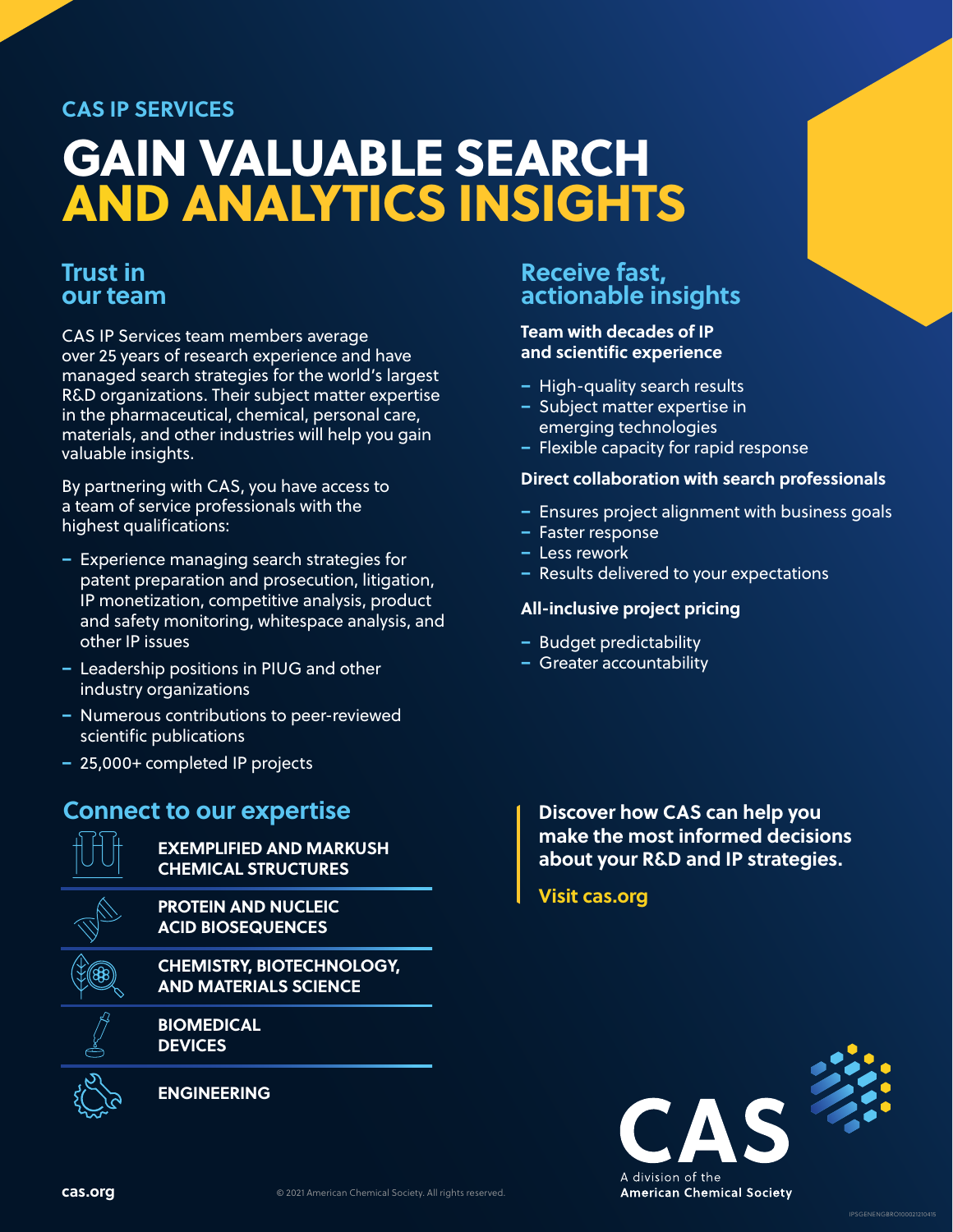CAS IP SERVICES

# GAIN VALUABLE SEARCH AND ANALYTICS INSIGHTS

## Trust in our team

CAS IP Services team members average over 25 years of research experience and have managed search strategies for the world's largest R&D organizations. Their subject matter expertise in the pharmaceutical, chemical, personal care, materials, and other industries will help you gain valuable insights.

By partnering with CAS, you have access to a team of service professionals with the highest qualifications:

- Experience managing search strategies for patent preparation and prosecution, litigation, IP monetization, competitive analysis, product and safety monitoring, whitespace analysis, and other IP issues
- Leadership positions in PIUG and other industry organizations
- Numerous contributions to peer-reviewed scientific publications
- 25,000+ completed IP projects

## Connect to our expertise

- EXEMPLIFIED AND MARKUSH CHEMICAL STRUCTURES
- PROTEIN AND NUCLEIC ACID BIOSEQUENCES
- CHEMISTRY, BIOTECHNOLOGY, AND MATERIALS SCIENCE
- BIOMEDICAL DEVICES
- ENGINEERING

## Receive fast, actionable insights

**Team with decades of IP and scientific experience**

- High-quality search results
- Subject matter expertise in emerging technologies
- Flexible capacity for rapid response

**Direct collaboration with search professionals**

- Ensures project alignment with business goals
- Faster response
- Less rework
- Results delivered to your expectations

**All-inclusive project pricing**

- Budget predictability
- Greater accountability

**Discover how CAS can help you make the most informed decisions about your R&D and IP strategies.**

**Visit cas.org**

CAS
A division of the American Chemical Society

cas.org

© 2021 American Chemical Society. All rights reserved.

IPSGENENGBRO10002121041